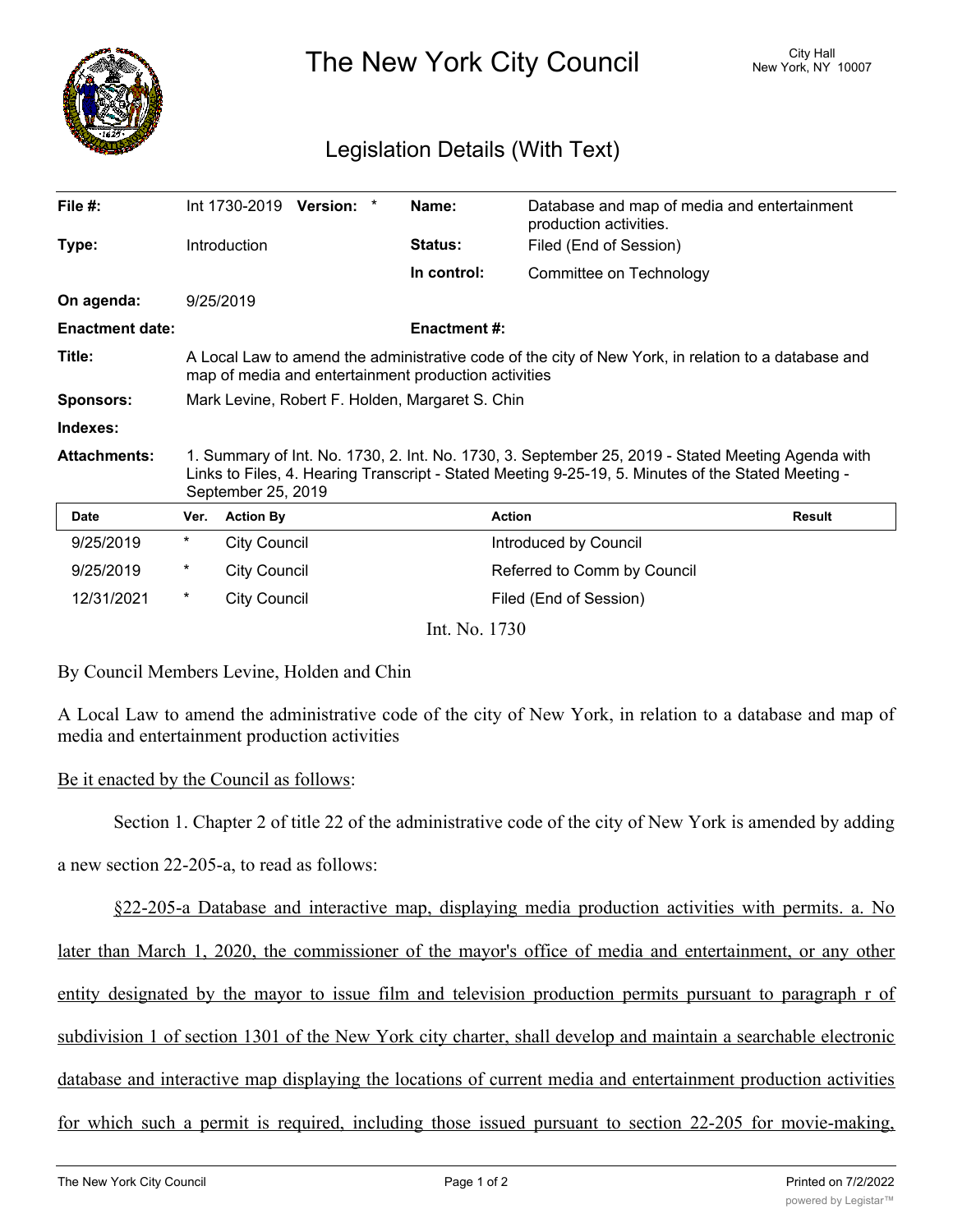# The New York City Council

City Hall
New York, NY 10007

## Legislation Details (With Text)

| | | | |
|---|---|---|---|
| **File #:** | Int 1730-2019 **Version:** * | **Name:** | Database and map of media and entertainment production activities. |
| **Type:** | Introduction | **Status:** | Filed (End of Session) |
| | | **In control:** | Committee on Technology |
| **On agenda:** | 9/25/2019 | | |
| **Enactment date:** | | **Enactment #:** | |

**Title:** A Local Law to amend the administrative code of the city of New York, in relation to a database and map of media and entertainment production activities

**Sponsors:** Mark Levine, Robert F. Holden, Margaret S. Chin

**Indexes:**

**Attachments:** 1. Summary of Int. No. 1730, 2. Int. No. 1730, 3. September 25, 2019 - Stated Meeting Agenda with Links to Files, 4. Hearing Transcript - Stated Meeting 9-25-19, 5. Minutes of the Stated Meeting - September 25, 2019

| Date | Ver. | Action By | Action | Result |
|---|---|---|---|---|
| 9/25/2019 | * | City Council | Introduced by Council | |
| 9/25/2019 | * | City Council | Referred to Comm by Council | |
| 12/31/2021 | * | City Council | Filed (End of Session) | |

Int. No. 1730

By Council Members Levine, Holden and Chin

A Local Law to amend the administrative code of the city of New York, in relation to a database and map of media and entertainment production activities

Be it enacted by the Council as follows:

Section 1. Chapter 2 of title 22 of the administrative code of the city of New York is amended by adding a new section 22-205-a, to read as follows:

§22-205-a Database and interactive map, displaying media production activities with permits. a. No later than March 1, 2020, the commissioner of the mayor's office of media and entertainment, or any other entity designated by the mayor to issue film and television production permits pursuant to paragraph r of subdivision 1 of section 1301 of the New York city charter, shall develop and maintain a searchable electronic database and interactive map displaying the locations of current media and entertainment production activities for which such a permit is required, including those issued pursuant to section 22-205 for movie-making,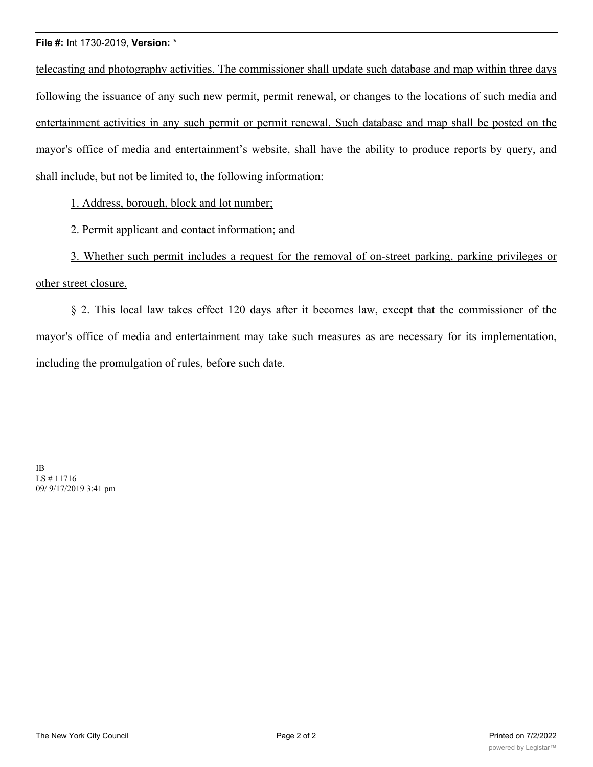telecasting and photography activities. The commissioner shall update such database and map within three days following the issuance of any such new permit, permit renewal, or changes to the locations of such media and entertainment activities in any such permit or permit renewal. Such database and map shall be posted on the mayor's office of media and entertainment's website, shall have the ability to produce reports by query, and shall include, but not be limited to, the following information:

1. Address, borough, block and lot number;

2. Permit applicant and contact information; and

3. Whether such permit includes a request for the removal of on-street parking, parking privileges or other street closure.

§ 2. This local law takes effect 120 days after it becomes law, except that the commissioner of the mayor's office of media and entertainment may take such measures as are necessary for its implementation, including the promulgation of rules, before such date.

IB
LS # 11716
09/ 9/17/2019 3:41 pm